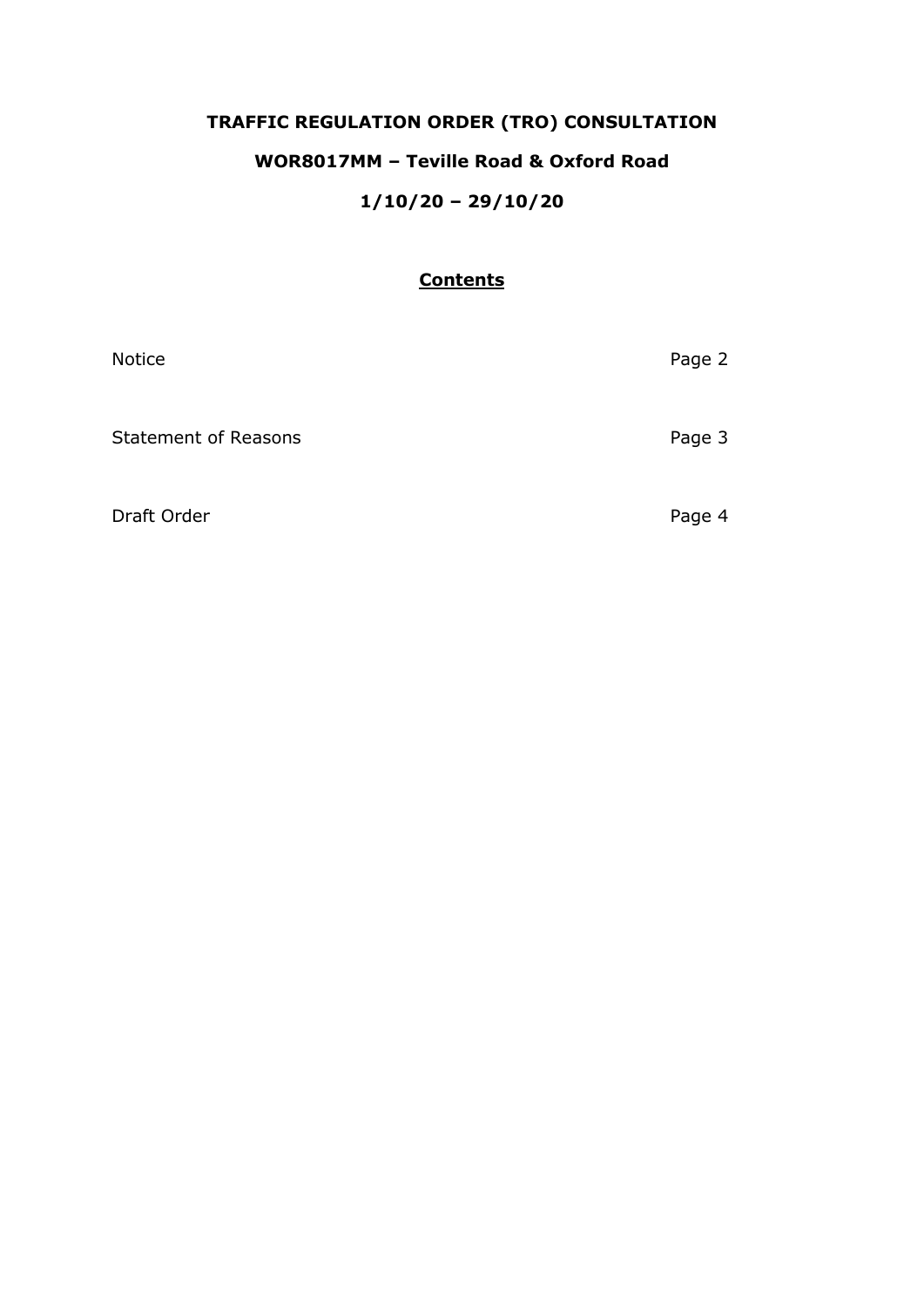# TRAFFIC REGULATION ORDER (TRO) CONSULTATION

## WOR8017MM – Teville Road & Oxford Road

## 1/10/20 – 29/10/20

**Contents**

| | |
|---|---|
| Notice | Page 2 |
| Statement of Reasons | Page 3 |
| Draft Order | Page 4 |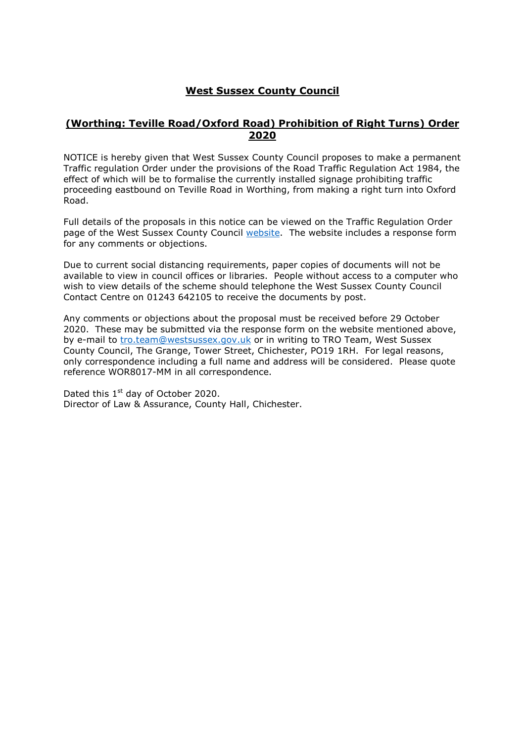# **West Sussex County Council**

## **(Worthing: Teville Road/Oxford Road) Prohibition of Right Turns) Order 2020**

NOTICE is hereby given that West Sussex County Council proposes to make a permanent Traffic regulation Order under the provisions of the Road Traffic Regulation Act 1984, the effect of which will be to formalise the currently installed signage prohibiting traffic proceeding eastbound on Teville Road in Worthing, from making a right turn into Oxford Road.

Full details of the proposals in this notice can be viewed on the Traffic Regulation Order page of the West Sussex County Council website. The website includes a response form for any comments or objections.

Due to current social distancing requirements, paper copies of documents will not be available to view in council offices or libraries. People without access to a computer who wish to view details of the scheme should telephone the West Sussex County Council Contact Centre on 01243 642105 to receive the documents by post.

Any comments or objections about the proposal must be received before 29 October 2020. These may be submitted via the response form on the website mentioned above, by e-mail to tro.team@westsussex.gov.uk or in writing to TRO Team, West Sussex County Council, The Grange, Tower Street, Chichester, PO19 1RH. For legal reasons, only correspondence including a full name and address will be considered. Please quote reference WOR8017-MM in all correspondence.

Dated this 1st day of October 2020.
Director of Law & Assurance, County Hall, Chichester.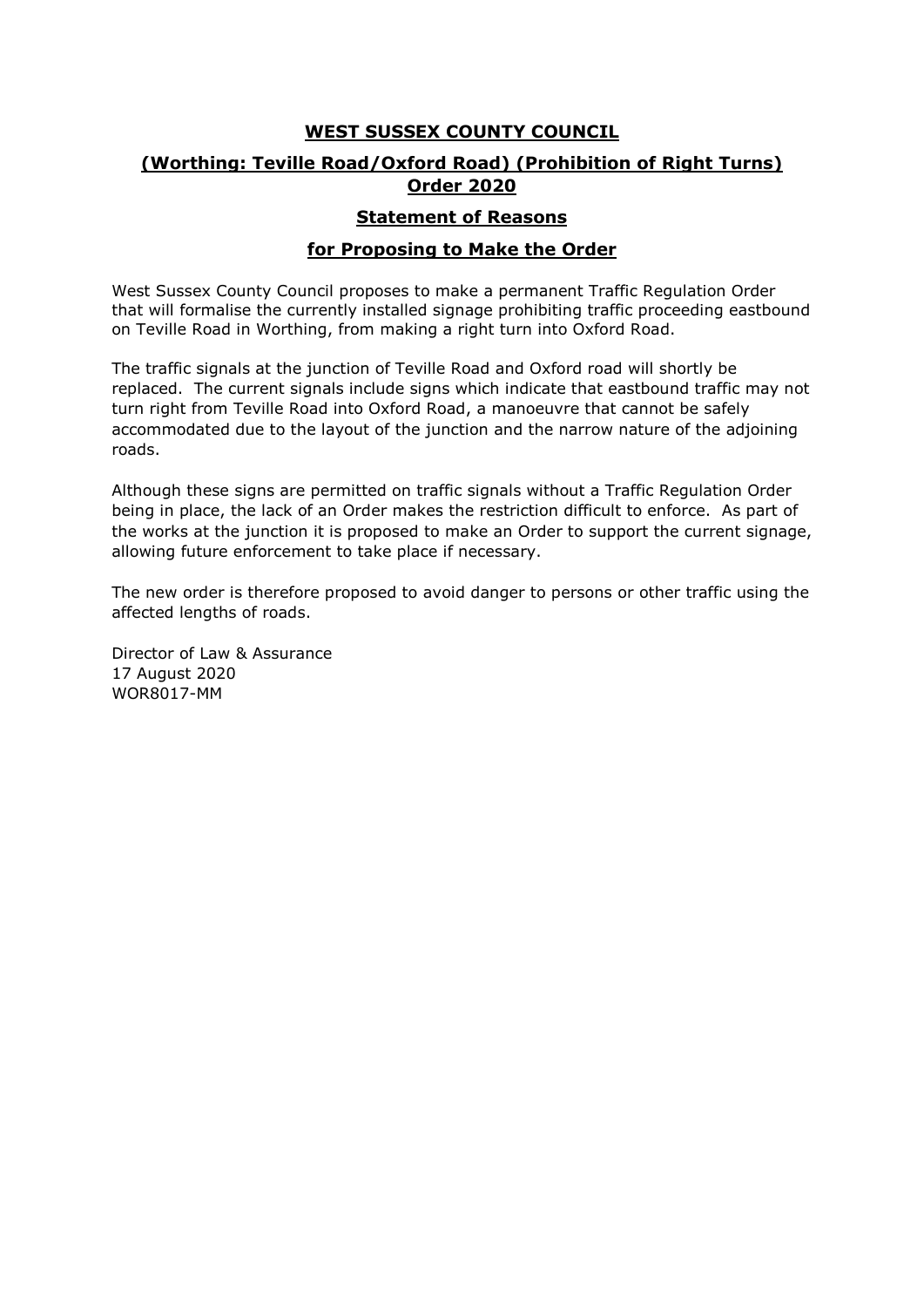# WEST SUSSEX COUNTY COUNCIL

## (Worthing: Teville Road/Oxford Road) (Prohibition of Right Turns) Order 2020

## Statement of Reasons

## for Proposing to Make the Order

West Sussex County Council proposes to make a permanent Traffic Regulation Order that will formalise the currently installed signage prohibiting traffic proceeding eastbound on Teville Road in Worthing, from making a right turn into Oxford Road.

The traffic signals at the junction of Teville Road and Oxford road will shortly be replaced. The current signals include signs which indicate that eastbound traffic may not turn right from Teville Road into Oxford Road, a manoeuvre that cannot be safely accommodated due to the layout of the junction and the narrow nature of the adjoining roads.

Although these signs are permitted on traffic signals without a Traffic Regulation Order being in place, the lack of an Order makes the restriction difficult to enforce. As part of the works at the junction it is proposed to make an Order to support the current signage, allowing future enforcement to take place if necessary.

The new order is therefore proposed to avoid danger to persons or other traffic using the affected lengths of roads.

Director of Law & Assurance
17 August 2020
WOR8017-MM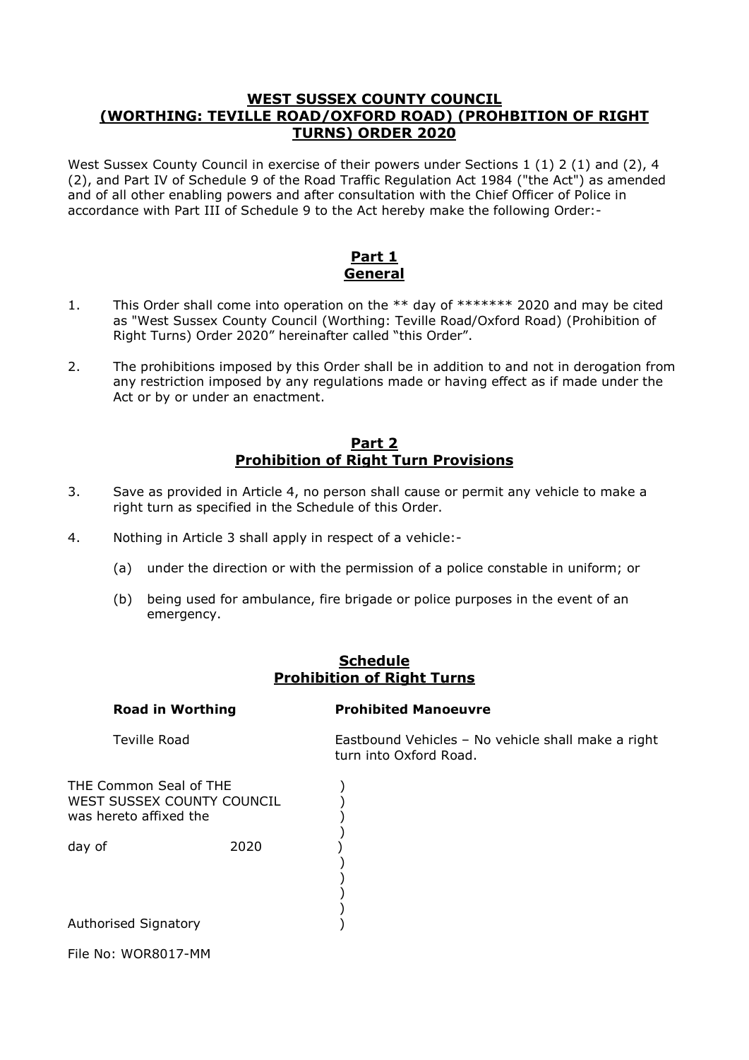# WEST SUSSEX COUNTY COUNCIL (WORTHING: TEVILLE ROAD/OXFORD ROAD) (PROHIBITION OF RIGHT TURNS) ORDER 2020

West Sussex County Council in exercise of their powers under Sections 1 (1) 2 (1) and (2), 4 (2), and Part IV of Schedule 9 of the Road Traffic Regulation Act 1984 ("the Act") as amended and of all other enabling powers and after consultation with the Chief Officer of Police in accordance with Part III of Schedule 9 to the Act hereby make the following Order:-

## Part 1
## General

1. This Order shall come into operation on the ** day of ******* 2020 and may be cited as "West Sussex County Council (Worthing: Teville Road/Oxford Road) (Prohibition of Right Turns) Order 2020" hereinafter called "this Order".

2. The prohibitions imposed by this Order shall be in addition to and not in derogation from any restriction imposed by any regulations made or having effect as if made under the Act or by or under an enactment.

## Part 2
## Prohibition of Right Turn Provisions

3. Save as provided in Article 4, no person shall cause or permit any vehicle to make a right turn as specified in the Schedule of this Order.

4. Nothing in Article 3 shall apply in respect of a vehicle:-

   (a) under the direction or with the permission of a police constable in uniform; or

   (b) being used for ambulance, fire brigade or police purposes in the event of an emergency.

## Schedule
## Prohibition of Right Turns

| Road in Worthing | Prohibited Manoeuvre |
|---|---|
| Teville Road | Eastbound Vehicles – No vehicle shall make a right turn into Oxford Road. |

THE Common Seal of THE
WEST SUSSEX COUNTY COUNCIL
was hereto affixed the

day of 2020

Authorised Signatory

File No: WOR8017-MM